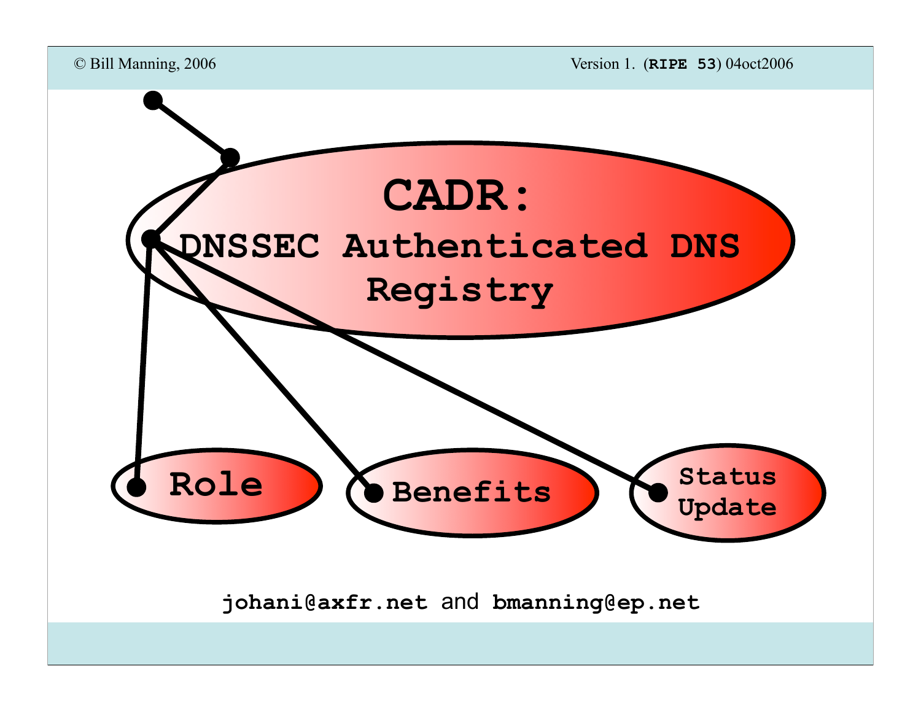# CADR: DNSSEC Authenticated DNS Registry

- Role
- Benefits
- Status Update

**johani@axfr.net** and **bmanning@ep.net**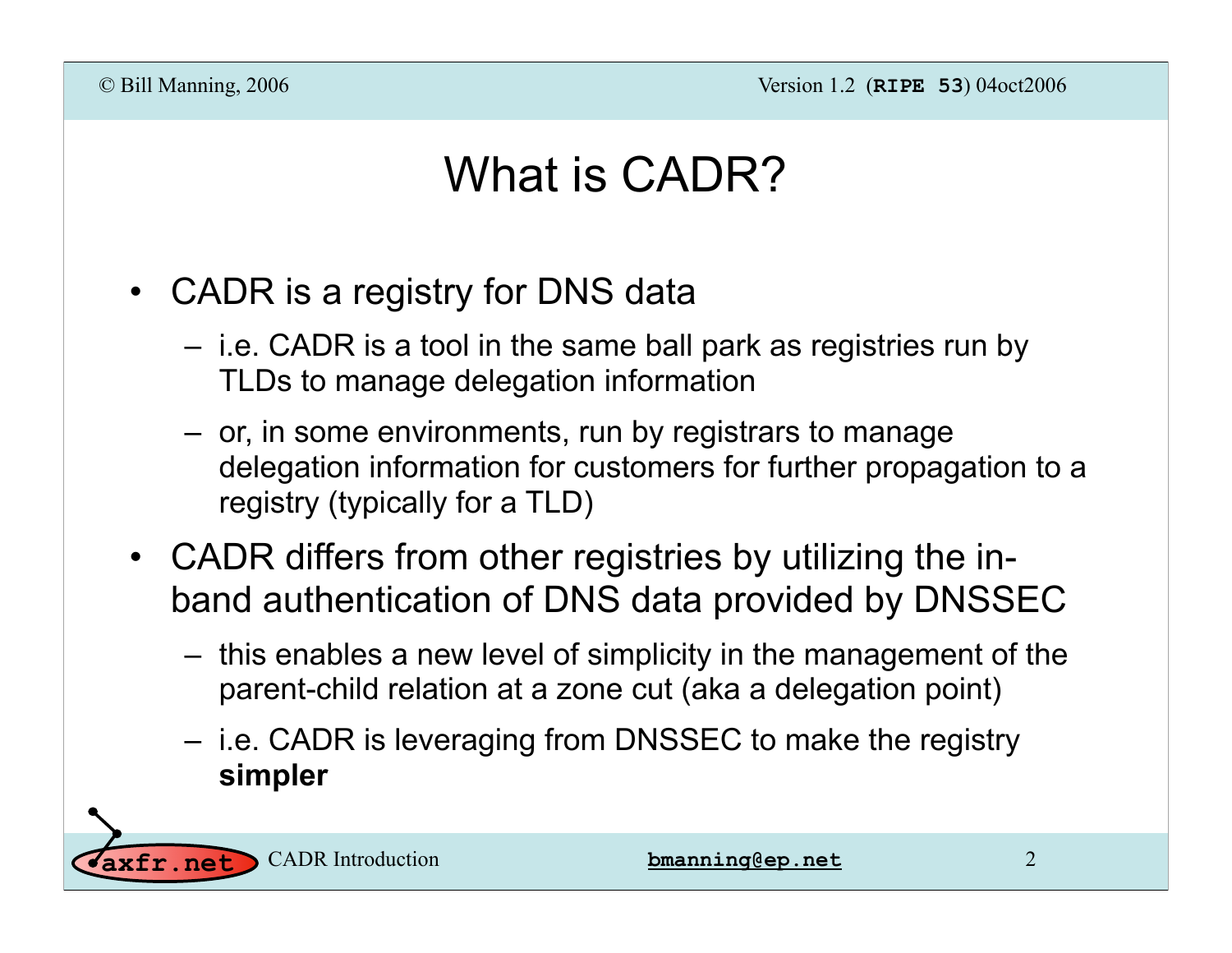# What is CADR?

- CADR is a registry for DNS data
  - i.e. CADR is a tool in the same ball park as registries run by TLDs to manage delegation information
  - or, in some environments, run by registrars to manage delegation information for customers for further propagation to a registry (typically for a TLD)
- CADR differs from other registries by utilizing the in-band authentication of DNS data provided by DNSSEC
  - this enables a new level of simplicity in the management of the parent-child relation at a zone cut (aka a delegation point)
  - i.e. CADR is leveraging from DNSSEC to make the registry **simpler**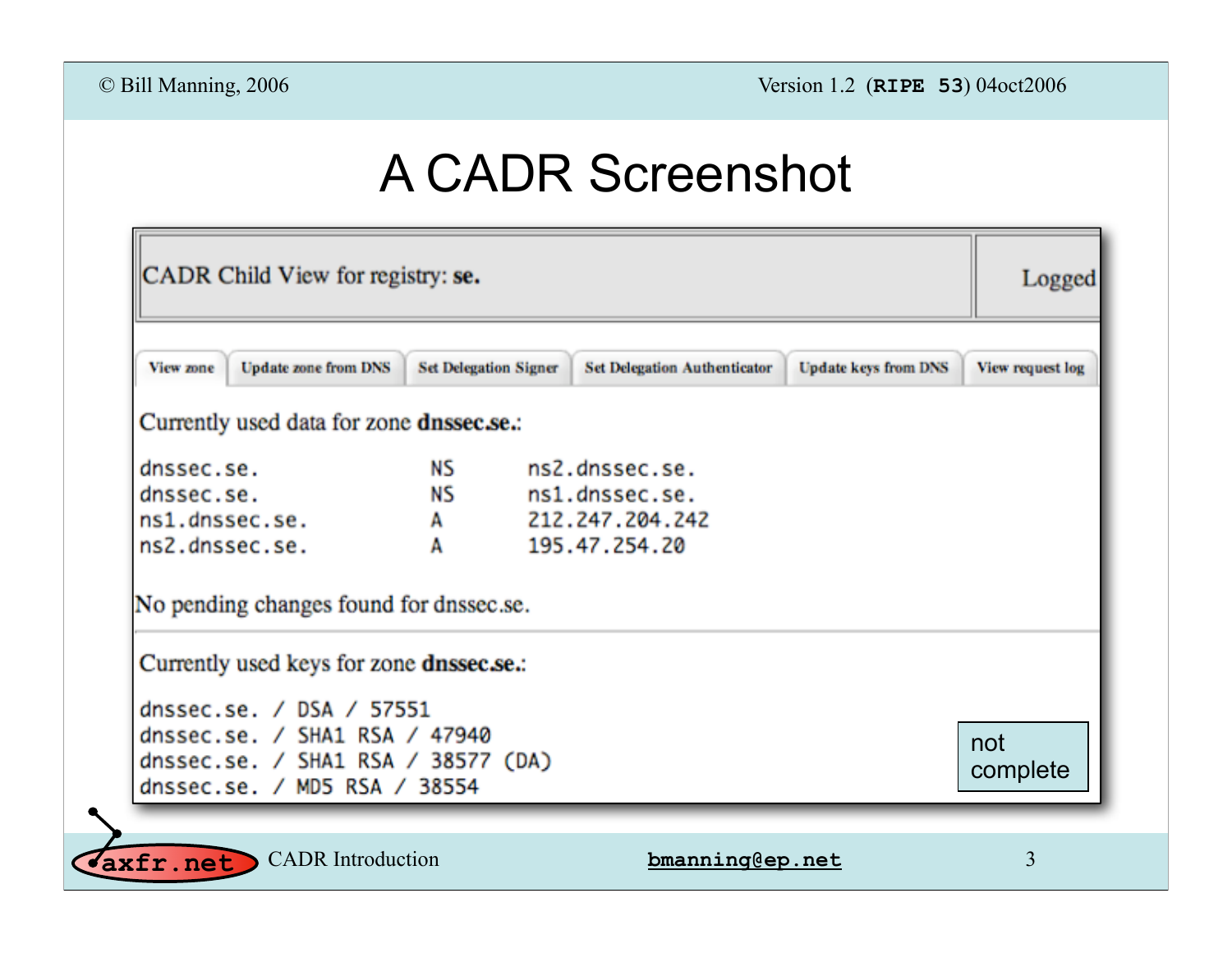# A CADR Screenshot

CADR Child View for registry: **se.**

Logged

View zone | Update zone from DNS | Set Delegation Signer | Set Delegation Authenticator | Update keys from DNS | View request log

Currently used data for zone **dnssec.se.**:

```
dnssec.se.          NS      ns2.dnssec.se.
dnssec.se.          NS      ns1.dnssec.se.
ns1.dnssec.se.      A       212.247.204.242
ns2.dnssec.se.      A       195.47.254.20
```

No pending changes found for dnssec.se.

Currently used keys for zone **dnssec.se.**:

```
dnssec.se. / DSA / 57551
dnssec.se. / SHA1 RSA / 47940
dnssec.se. / SHA1 RSA / 38577 (DA)
dnssec.se. / MD5 RSA / 38554
```

not complete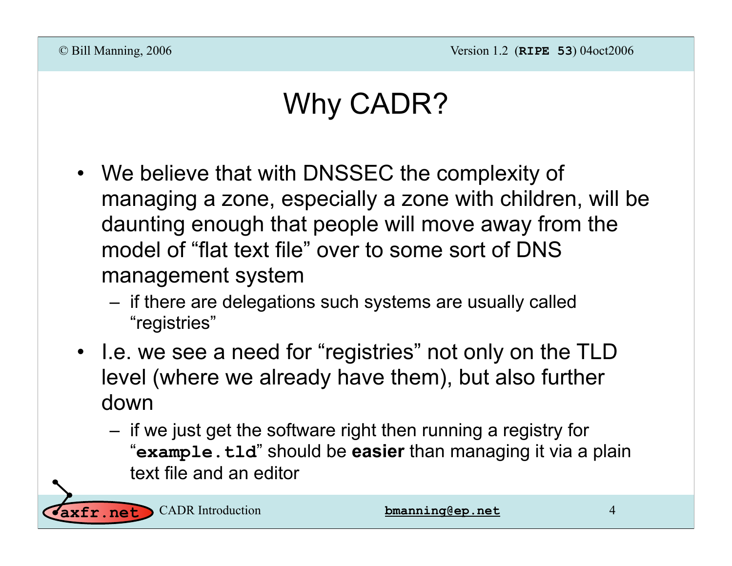# Why CADR?

- We believe that with DNSSEC the complexity of managing a zone, especially a zone with children, will be daunting enough that people will move away from the model of "flat text file" over to some sort of DNS management system
  - if there are delegations such systems are usually called "registries"
- I.e. we see a need for "registries" not only on the TLD level (where we already have them), but also further down
  - if we just get the software right then running a registry for "**`example.tld`**" should be **easier** than managing it via a plain text file and an editor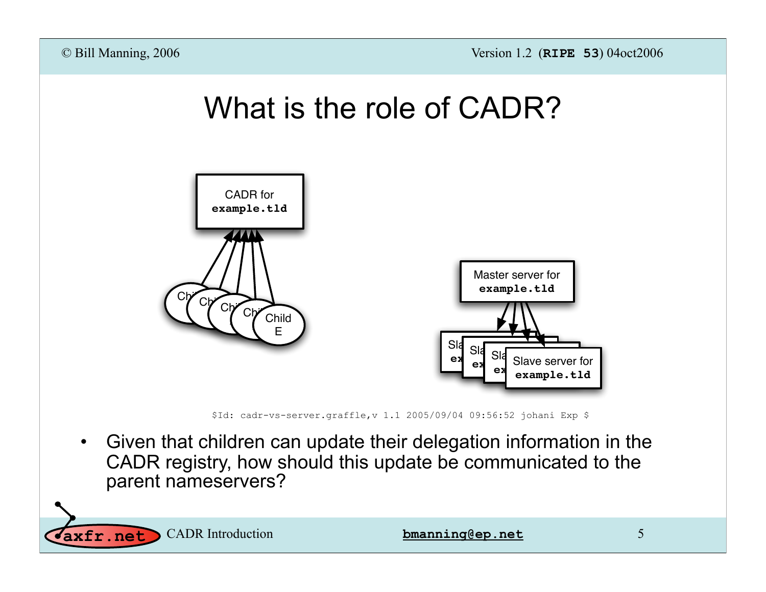# What is the role of CADR?

CADR for **example.tld**

Child E

Master server for **example.tld**

Slave server for **example.tld**

$Id: cadr-vs-server.graffle,v 1.1 2005/09/04 09:56:52 johani Exp $

- Given that children can update their delegation information in the CADR registry, how should this update be communicated to the parent nameservers?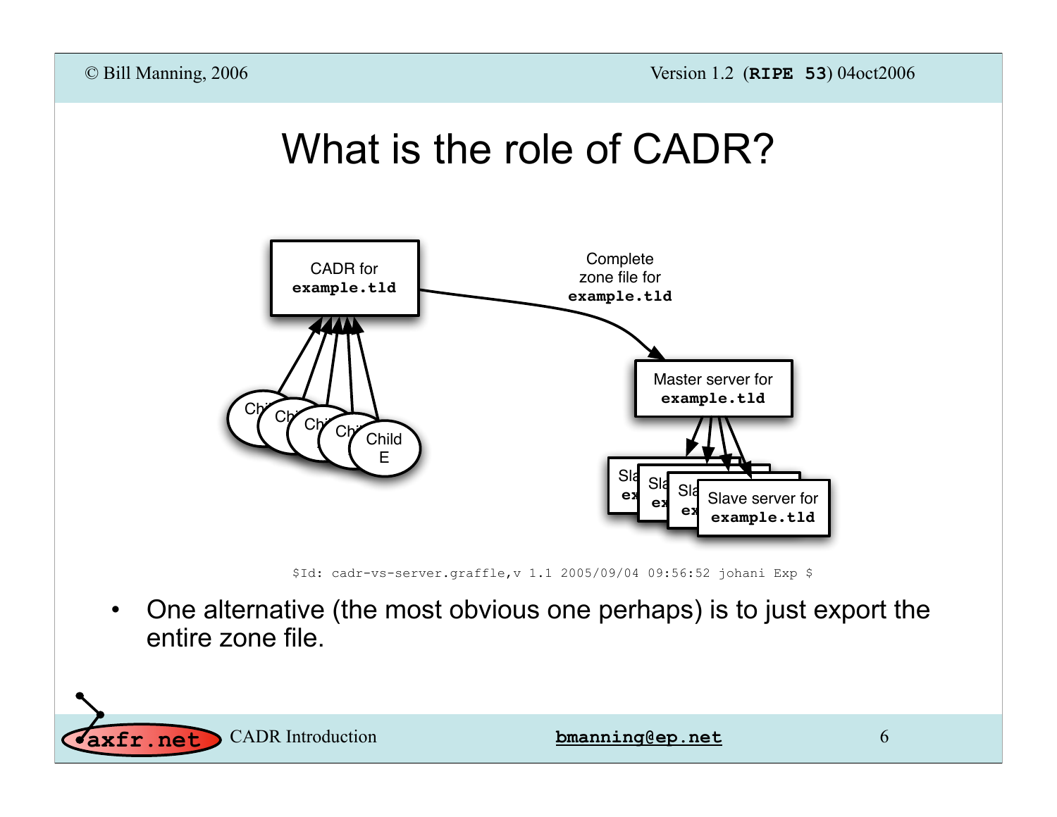# What is the role of CADR?

CADR for **example.tld**

Complete zone file for **example.tld**

Master server for **example.tld**

Slave server for **example.tld**

Child E

$Id: cadr-vs-server.graffle,v 1.1 2005/09/04 09:56:52 johani Exp $

- One alternative (the most obvious one perhaps) is to just export the entire zone file.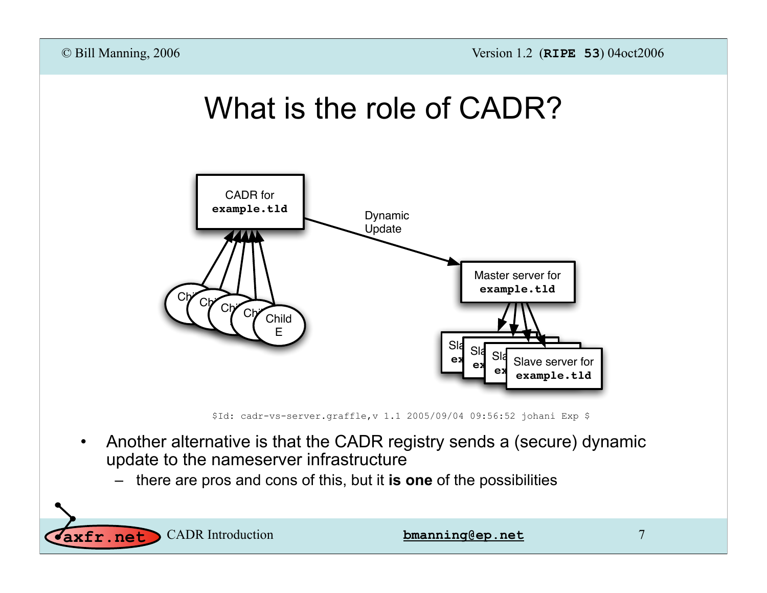# What is the role of CADR?

CADR for **example.tld**

Dynamic Update

Master server for **example.tld**

Slave server for **example.tld**

Child E

$Id: cadr-vs-server.graffle,v 1.1 2005/09/04 09:56:52 johani Exp $

- Another alternative is that the CADR registry sends a (secure) dynamic update to the nameserver infrastructure
  - there are pros and cons of this, but it **is one** of the possibilities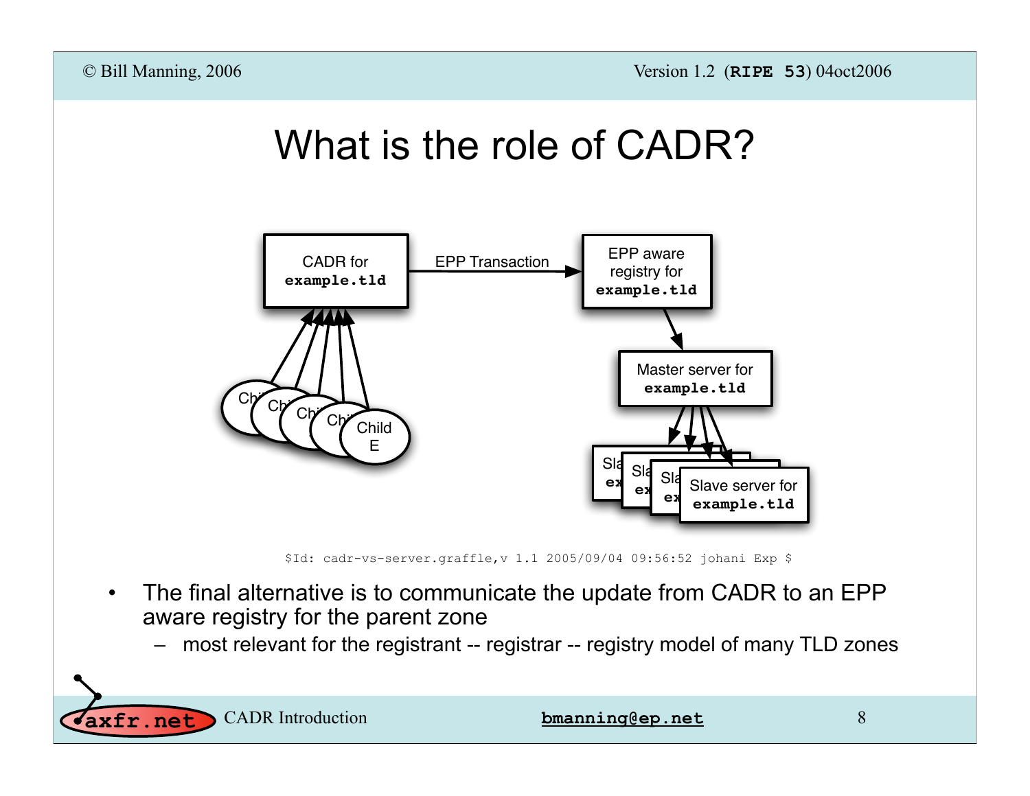# What is the role of CADR?

CADR for **example.tld** — EPP Transaction → EPP aware registry for **example.tld** → Master server for **example.tld** → Slave server for **example.tld**

Child E

$Id: cadr-vs-server.graffle,v 1.1 2005/09/04 09:56:52 johani Exp $

- The final alternative is to communicate the update from CADR to an EPP aware registry for the parent zone
  - most relevant for the registrant -- registrar -- registry model of many TLD zones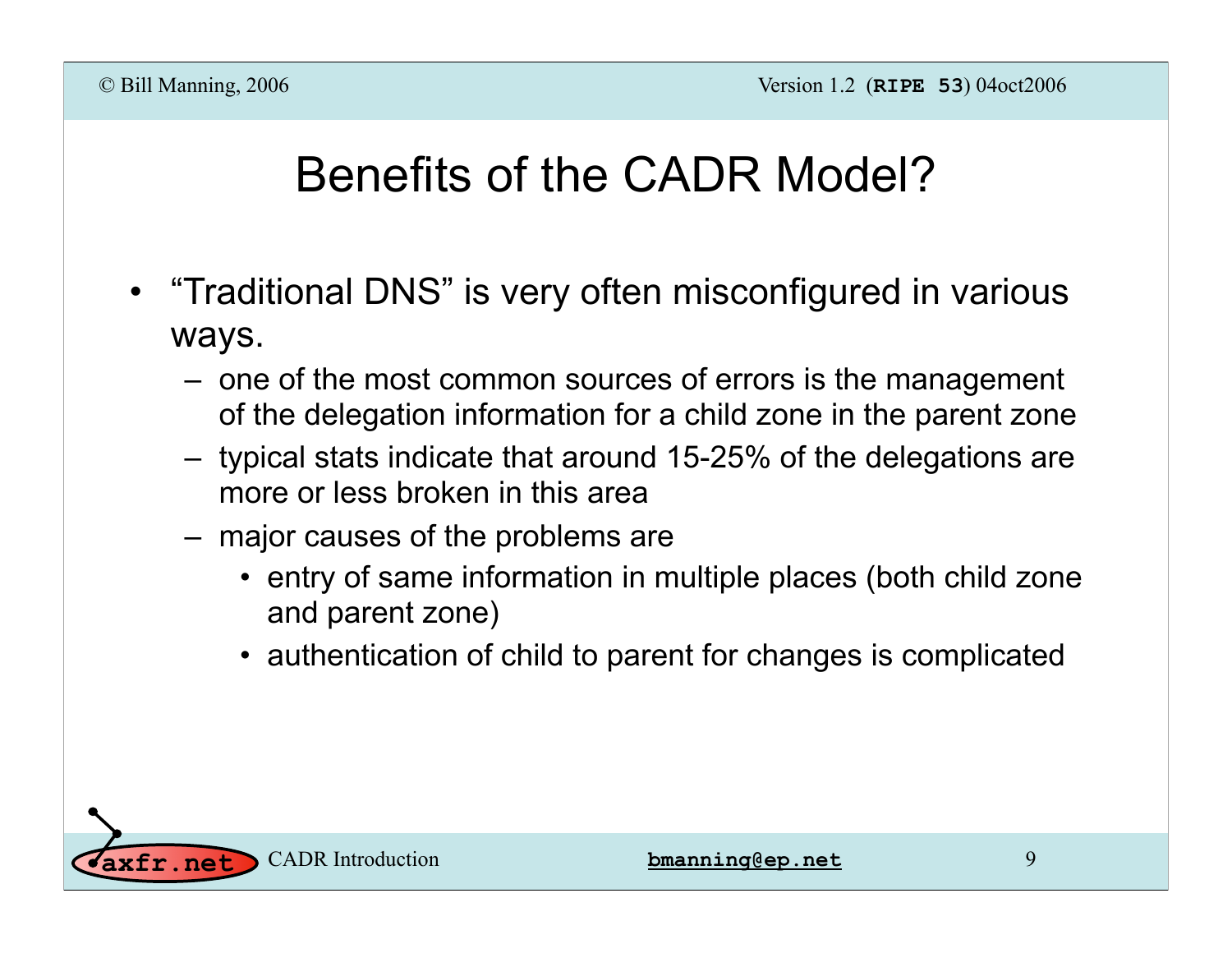# Benefits of the CADR Model?

- "Traditional DNS" is very often misconfigured in various ways.
  - one of the most common sources of errors is the management of the delegation information for a child zone in the parent zone
  - typical stats indicate that around 15-25% of the delegations are more or less broken in this area
  - major causes of the problems are
    - entry of same information in multiple places (both child zone and parent zone)
    - authentication of child to parent for changes is complicated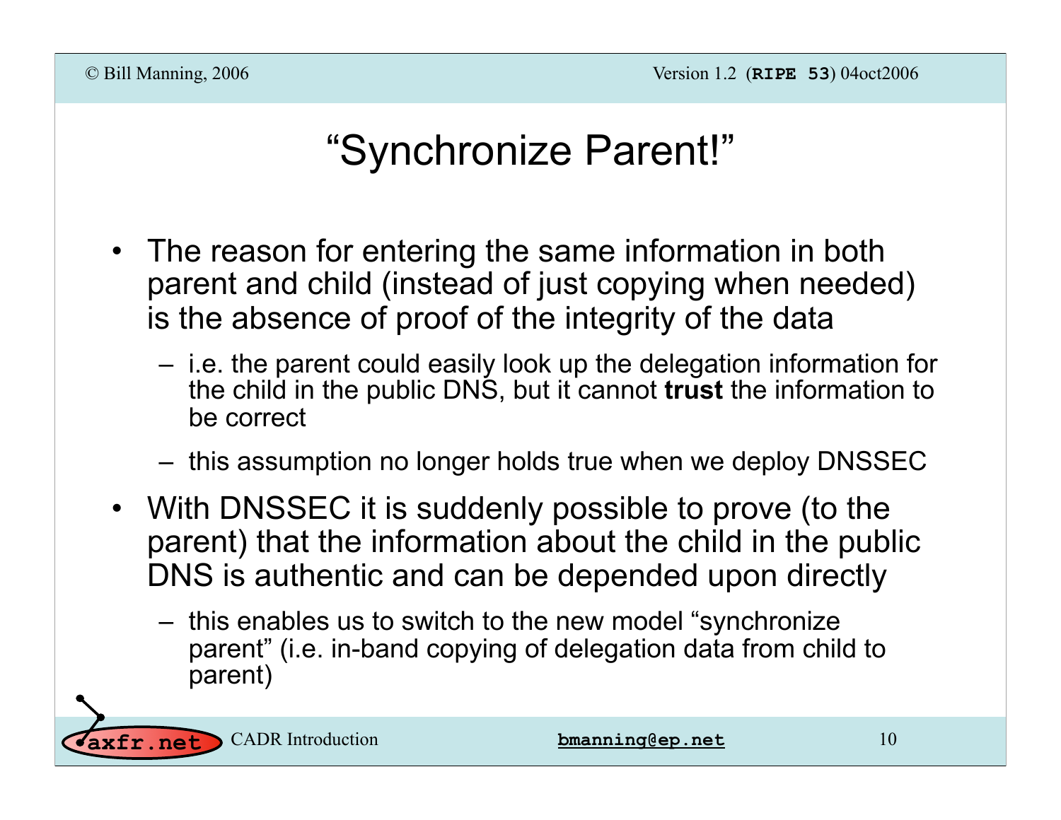# "Synchronize Parent!"

- The reason for entering the same information in both parent and child (instead of just copying when needed) is the absence of proof of the integrity of the data
  - i.e. the parent could easily look up the delegation information for the child in the public DNS, but it cannot **trust** the information to be correct
  - this assumption no longer holds true when we deploy DNSSEC
- With DNSSEC it is suddenly possible to prove (to the parent) that the information about the child in the public DNS is authentic and can be depended upon directly
  - this enables us to switch to the new model "synchronize parent" (i.e. in-band copying of delegation data from child to parent)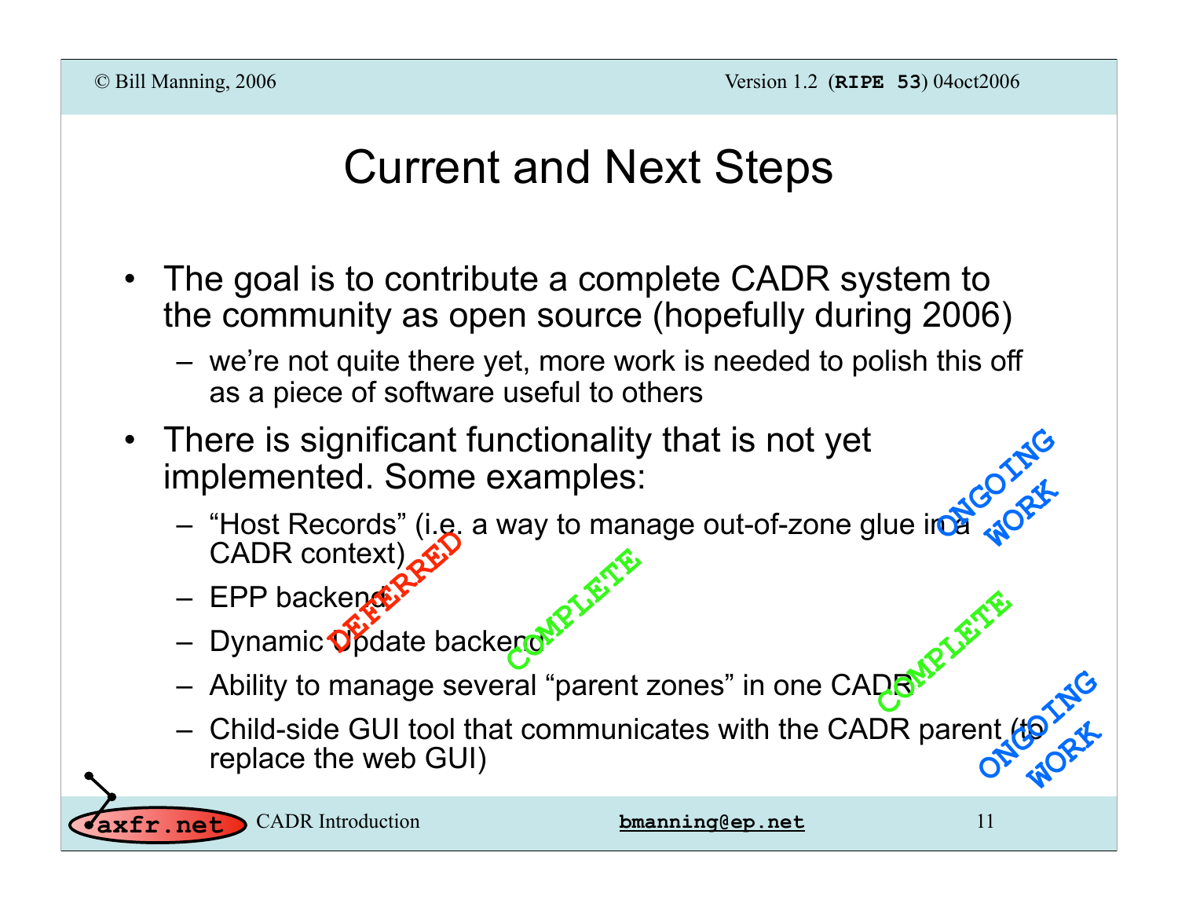# Current and Next Steps

- The goal is to contribute a complete CADR system to the community as open source (hopefully during 2006)
  - we're not quite there yet, more work is needed to polish this off as a piece of software useful to others
- There is significant functionality that is not yet implemented. Some examples:
  - "Host Records" (i.e. a way to manage out-of-zone glue in a CADR context) **ONGOING WORK**
  - EPP backend **DEFERRED**
  - Dynamic Update backend **COMPLETE**
  - Ability to manage several "parent zones" in one CADR **COMPLETE**
  - Child-side GUI tool that communicates with the CADR parent (to replace the web GUI) **ONGOING WORK**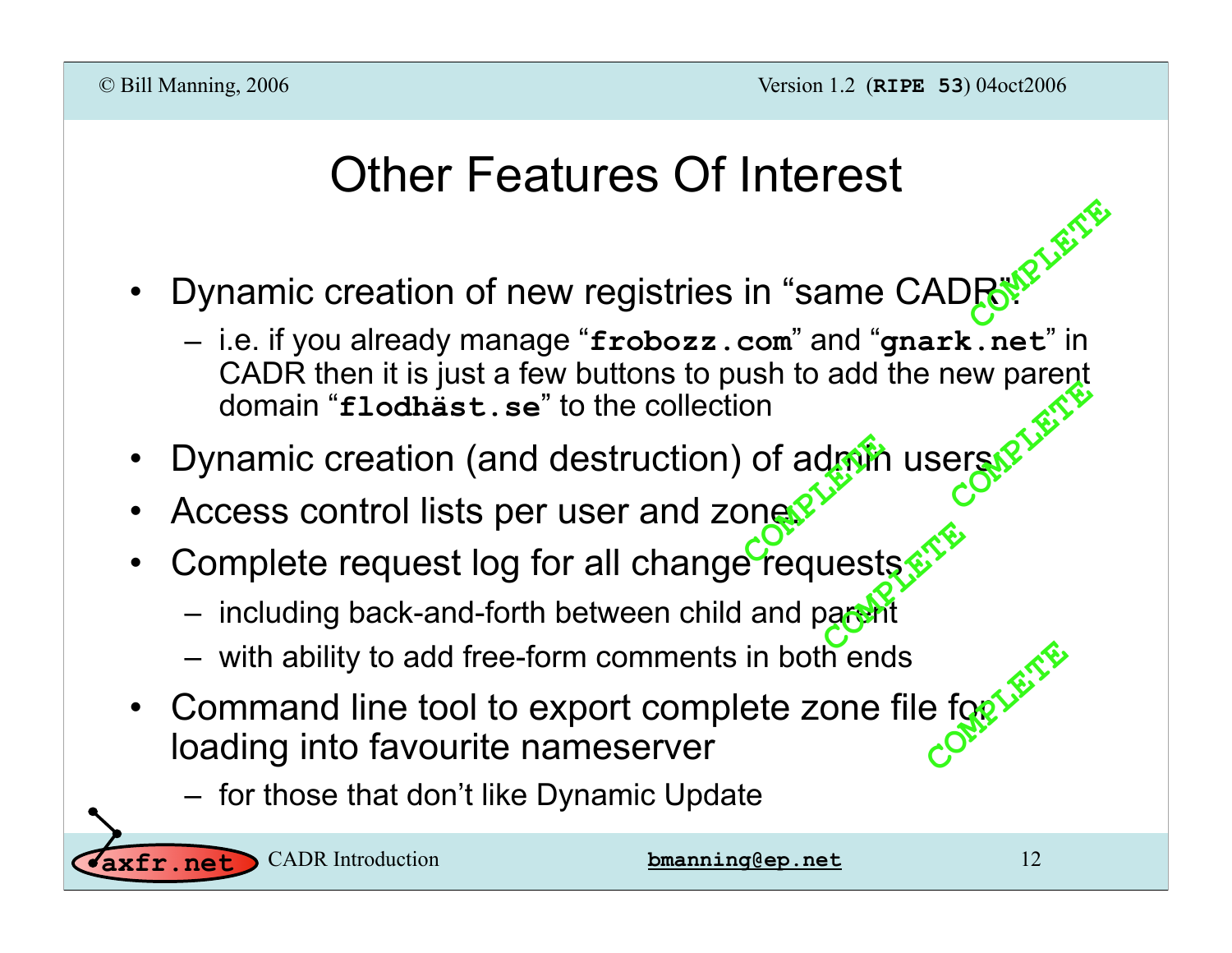# Other Features Of Interest

- Dynamic creation of new registries in "same CADR". **COMPLETE**
  - i.e. if you already manage "**frobozz.com**" and "**gnark.net**" in CADR then it is just a few buttons to push to add the new parent domain "**flodhäst.se**" to the collection
- Dynamic creation (and destruction) of admin users. **COMPLETE**
- Access control lists per user and zone. **COMPLETE**
- Complete request log for all change requests **COMPLETE**
  - including back-and-forth between child and parent
  - with ability to add free-form comments in both ends
- Command line tool to export complete zone file for loading into favourite nameserver **COMPLETE**
  - for those that don't like Dynamic Update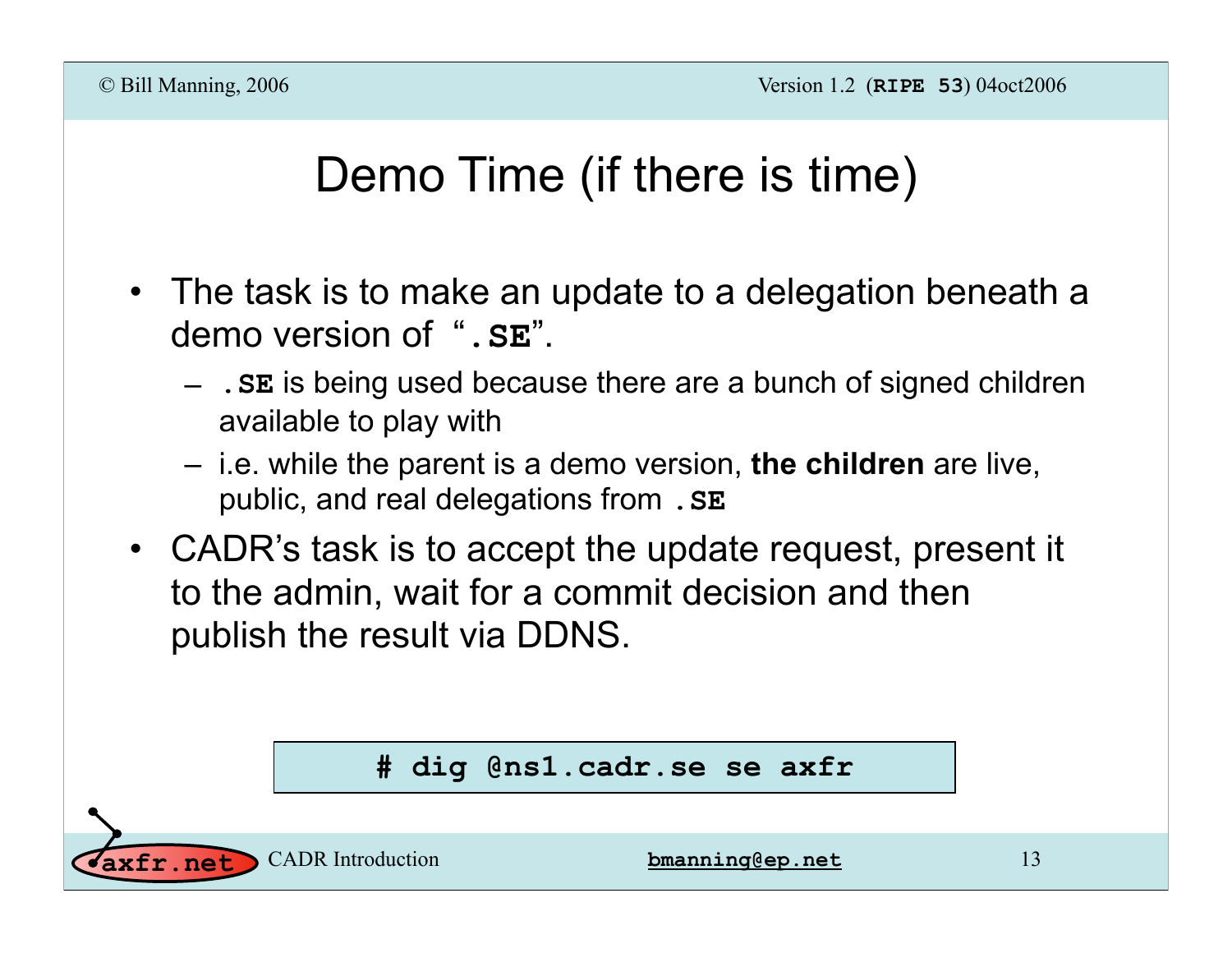# Demo Time (if there is time)

- The task is to make an update to a delegation beneath a demo version of "**.SE**".
  - **.SE** is being used because there are a bunch of signed children available to play with
  - i.e. while the parent is a demo version, **the children** are live, public, and real delegations from **.SE**
- CADR's task is to accept the update request, present it to the admin, wait for a commit decision and then publish the result via DDNS.

```
# dig @ns1.cadr.se se axfr
```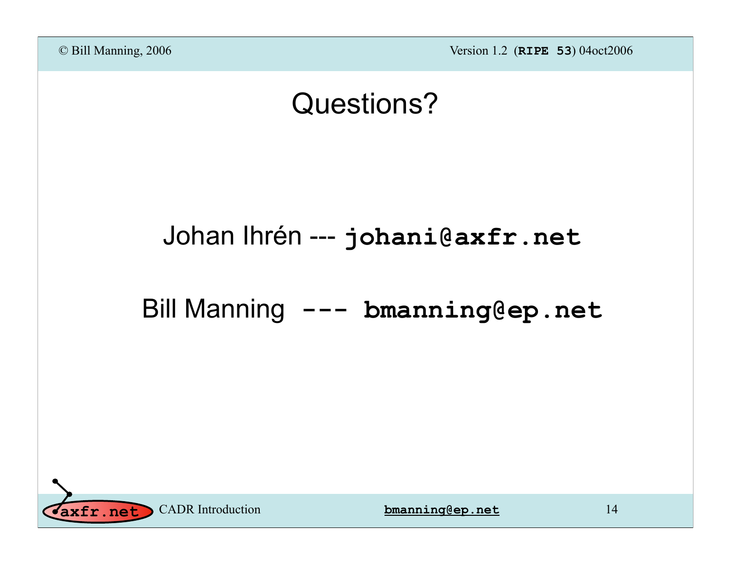# Questions?

Johan Ihrén --- **johani@axfr.net**

Bill Manning **--- bmanning@ep.net**